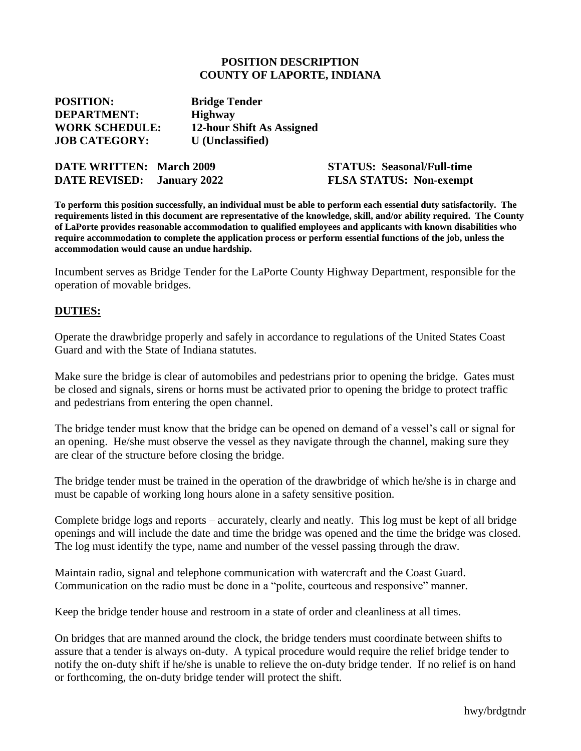**POSITION DESCRIPTION**
**COUNTY OF LAPORTE, INDIANA**

**POSITION:** **Bridge Tender**
**DEPARTMENT:** **Highway**
**WORK SCHEDULE:** **12-hour Shift As Assigned**
**JOB CATEGORY:** **U (Unclassified)**

**DATE WRITTEN: March 2009** **STATUS: Seasonal/Full-time**
**DATE REVISED: January 2022** **FLSA STATUS: Non-exempt**

**To perform this position successfully, an individual must be able to perform each essential duty satisfactorily. The requirements listed in this document are representative of the knowledge, skill, and/or ability required. The County of LaPorte provides reasonable accommodation to qualified employees and applicants with known disabilities who require accommodation to complete the application process or perform essential functions of the job, unless the accommodation would cause an undue hardship.**

Incumbent serves as Bridge Tender for the LaPorte County Highway Department, responsible for the operation of movable bridges.

## DUTIES:

Operate the drawbridge properly and safely in accordance to regulations of the United States Coast Guard and with the State of Indiana statutes.

Make sure the bridge is clear of automobiles and pedestrians prior to opening the bridge. Gates must be closed and signals, sirens or horns must be activated prior to opening the bridge to protect traffic and pedestrians from entering the open channel.

The bridge tender must know that the bridge can be opened on demand of a vessel's call or signal for an opening. He/she must observe the vessel as they navigate through the channel, making sure they are clear of the structure before closing the bridge.

The bridge tender must be trained in the operation of the drawbridge of which he/she is in charge and must be capable of working long hours alone in a safety sensitive position.

Complete bridge logs and reports – accurately, clearly and neatly. This log must be kept of all bridge openings and will include the date and time the bridge was opened and the time the bridge was closed. The log must identify the type, name and number of the vessel passing through the draw.

Maintain radio, signal and telephone communication with watercraft and the Coast Guard. Communication on the radio must be done in a "polite, courteous and responsive" manner.

Keep the bridge tender house and restroom in a state of order and cleanliness at all times.

On bridges that are manned around the clock, the bridge tenders must coordinate between shifts to assure that a tender is always on-duty. A typical procedure would require the relief bridge tender to notify the on-duty shift if he/she is unable to relieve the on-duty bridge tender. If no relief is on hand or forthcoming, the on-duty bridge tender will protect the shift.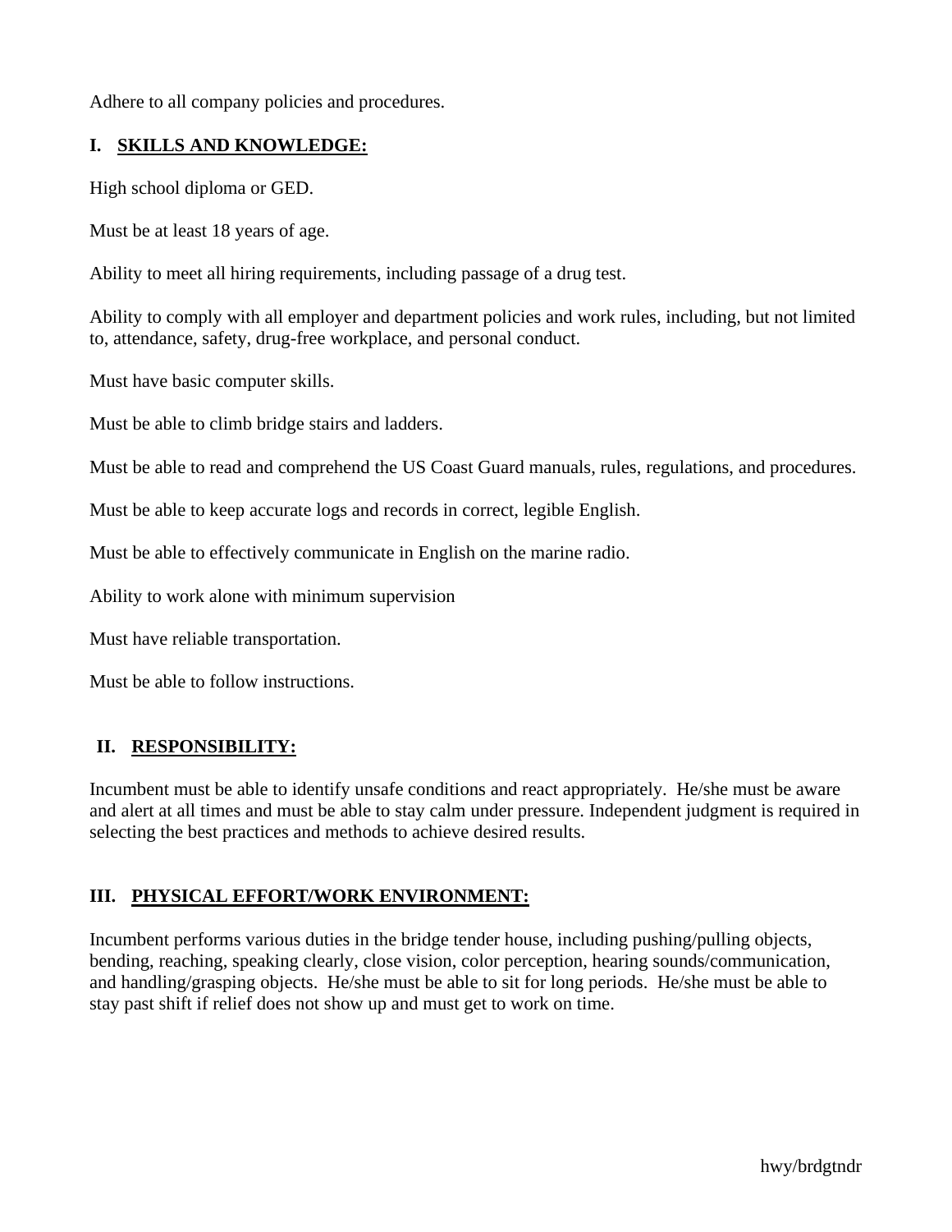Adhere to all company policies and procedures.

## I. SKILLS AND KNOWLEDGE:

High school diploma or GED.

Must be at least 18 years of age.

Ability to meet all hiring requirements, including passage of a drug test.

Ability to comply with all employer and department policies and work rules, including, but not limited to, attendance, safety, drug-free workplace, and personal conduct.

Must have basic computer skills.

Must be able to climb bridge stairs and ladders.

Must be able to read and comprehend the US Coast Guard manuals, rules, regulations, and procedures.

Must be able to keep accurate logs and records in correct, legible English.

Must be able to effectively communicate in English on the marine radio.

Ability to work alone with minimum supervision

Must have reliable transportation.

Must be able to follow instructions.

## II. RESPONSIBILITY:

Incumbent must be able to identify unsafe conditions and react appropriately. He/she must be aware and alert at all times and must be able to stay calm under pressure. Independent judgment is required in selecting the best practices and methods to achieve desired results.

## III. PHYSICAL EFFORT/WORK ENVIRONMENT:

Incumbent performs various duties in the bridge tender house, including pushing/pulling objects, bending, reaching, speaking clearly, close vision, color perception, hearing sounds/communication, and handling/grasping objects. He/she must be able to sit for long periods. He/she must be able to stay past shift if relief does not show up and must get to work on time.

hwy/brdgtndr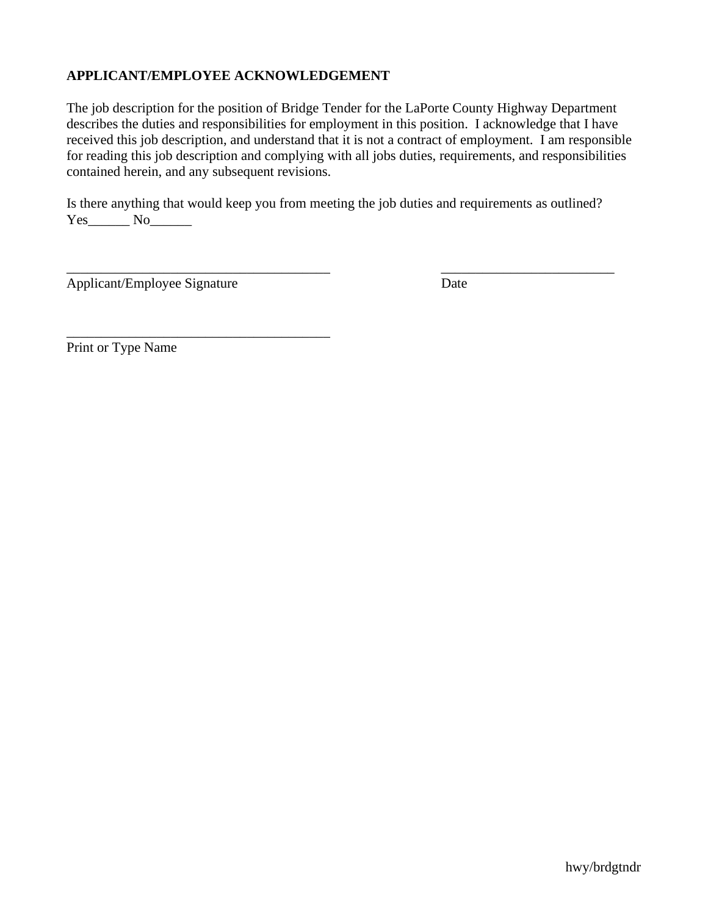**APPLICANT/EMPLOYEE ACKNOWLEDGEMENT**

The job description for the position of Bridge Tender for the LaPorte County Highway Department describes the duties and responsibilities for employment in this position. I acknowledge that I have received this job description, and understand that it is not a contract of employment. I am responsible for reading this job description and complying with all jobs duties, requirements, and responsibilities contained herein, and any subsequent revisions.

Is there anything that would keep you from meeting the job duties and requirements as outlined?
Yes______ No______

_______________________________________ _________________________
Applicant/Employee Signature Date

_______________________________________
Print or Type Name

hwy/brdgtndr